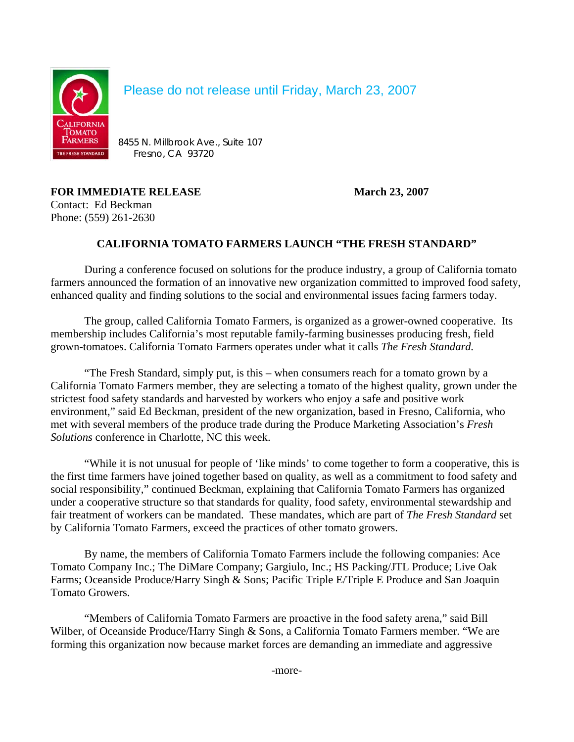Please do not release until Friday, March 23, 2007

8455 N. Millbrook Ave., Suite 107
Fresno, CA 93720

**FOR IMMEDIATE RELEASE** **March 23, 2007**

Contact: Ed Beckman
Phone: (559) 261-2630

## CALIFORNIA TOMATO FARMERS LAUNCH "THE FRESH STANDARD"

During a conference focused on solutions for the produce industry, a group of California tomato farmers announced the formation of an innovative new organization committed to improved food safety, enhanced quality and finding solutions to the social and environmental issues facing farmers today.

The group, called California Tomato Farmers, is organized as a grower-owned cooperative. Its membership includes California's most reputable family-farming businesses producing fresh, field grown-tomatoes. California Tomato Farmers operates under what it calls *The Fresh Standard.*

"The Fresh Standard, simply put, is this – when consumers reach for a tomato grown by a California Tomato Farmers member, they are selecting a tomato of the highest quality, grown under the strictest food safety standards and harvested by workers who enjoy a safe and positive work environment," said Ed Beckman, president of the new organization, based in Fresno, California, who met with several members of the produce trade during the Produce Marketing Association's *Fresh Solutions* conference in Charlotte, NC this week.

"While it is not unusual for people of 'like minds' to come together to form a cooperative, this is the first time farmers have joined together based on quality, as well as a commitment to food safety and social responsibility," continued Beckman, explaining that California Tomato Farmers has organized under a cooperative structure so that standards for quality, food safety, environmental stewardship and fair treatment of workers can be mandated. These mandates, which are part of *The Fresh Standard* set by California Tomato Farmers, exceed the practices of other tomato growers.

By name, the members of California Tomato Farmers include the following companies: Ace Tomato Company Inc.; The DiMare Company; Gargiulo, Inc.; HS Packing/JTL Produce; Live Oak Farms; Oceanside Produce/Harry Singh & Sons; Pacific Triple E/Triple E Produce and San Joaquin Tomato Growers.

"Members of California Tomato Farmers are proactive in the food safety arena," said Bill Wilber, of Oceanside Produce/Harry Singh & Sons, a California Tomato Farmers member. "We are forming this organization now because market forces are demanding an immediate and aggressive

-more-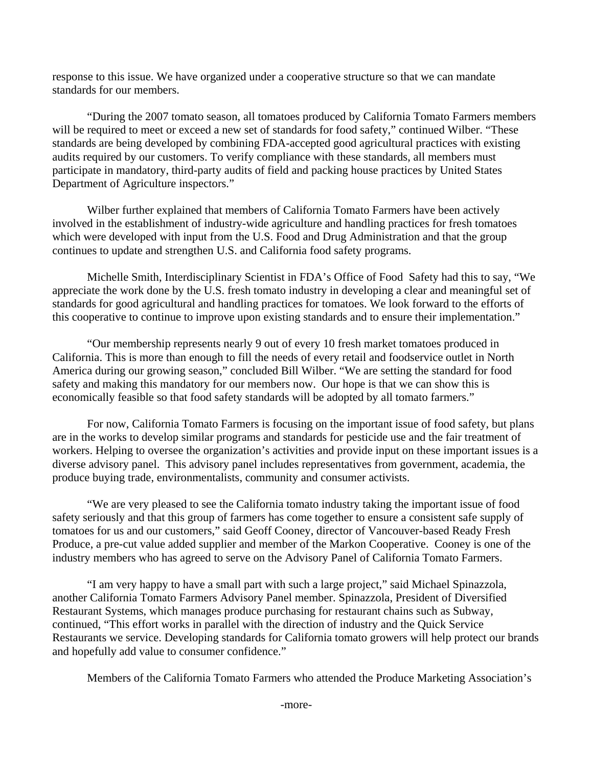response to this issue. We have organized under a cooperative structure so that we can mandate standards for our members.

"During the 2007 tomato season, all tomatoes produced by California Tomato Farmers members will be required to meet or exceed a new set of standards for food safety," continued Wilber. "These standards are being developed by combining FDA-accepted good agricultural practices with existing audits required by our customers. To verify compliance with these standards, all members must participate in mandatory, third-party audits of field and packing house practices by United States Department of Agriculture inspectors."

Wilber further explained that members of California Tomato Farmers have been actively involved in the establishment of industry-wide agriculture and handling practices for fresh tomatoes which were developed with input from the U.S. Food and Drug Administration and that the group continues to update and strengthen U.S. and California food safety programs.

Michelle Smith, Interdisciplinary Scientist in FDA's Office of Food Safety had this to say, "We appreciate the work done by the U.S. fresh tomato industry in developing a clear and meaningful set of standards for good agricultural and handling practices for tomatoes. We look forward to the efforts of this cooperative to continue to improve upon existing standards and to ensure their implementation."

"Our membership represents nearly 9 out of every 10 fresh market tomatoes produced in California. This is more than enough to fill the needs of every retail and foodservice outlet in North America during our growing season," concluded Bill Wilber. "We are setting the standard for food safety and making this mandatory for our members now. Our hope is that we can show this is economically feasible so that food safety standards will be adopted by all tomato farmers."

For now, California Tomato Farmers is focusing on the important issue of food safety, but plans are in the works to develop similar programs and standards for pesticide use and the fair treatment of workers. Helping to oversee the organization's activities and provide input on these important issues is a diverse advisory panel. This advisory panel includes representatives from government, academia, the produce buying trade, environmentalists, community and consumer activists.

"We are very pleased to see the California tomato industry taking the important issue of food safety seriously and that this group of farmers has come together to ensure a consistent safe supply of tomatoes for us and our customers," said Geoff Cooney, director of Vancouver-based Ready Fresh Produce, a pre-cut value added supplier and member of the Markon Cooperative. Cooney is one of the industry members who has agreed to serve on the Advisory Panel of California Tomato Farmers.

"I am very happy to have a small part with such a large project," said Michael Spinazzola, another California Tomato Farmers Advisory Panel member. Spinazzola, President of Diversified Restaurant Systems, which manages produce purchasing for restaurant chains such as Subway, continued, "This effort works in parallel with the direction of industry and the Quick Service Restaurants we service. Developing standards for California tomato growers will help protect our brands and hopefully add value to consumer confidence."

Members of the California Tomato Farmers who attended the Produce Marketing Association's

-more-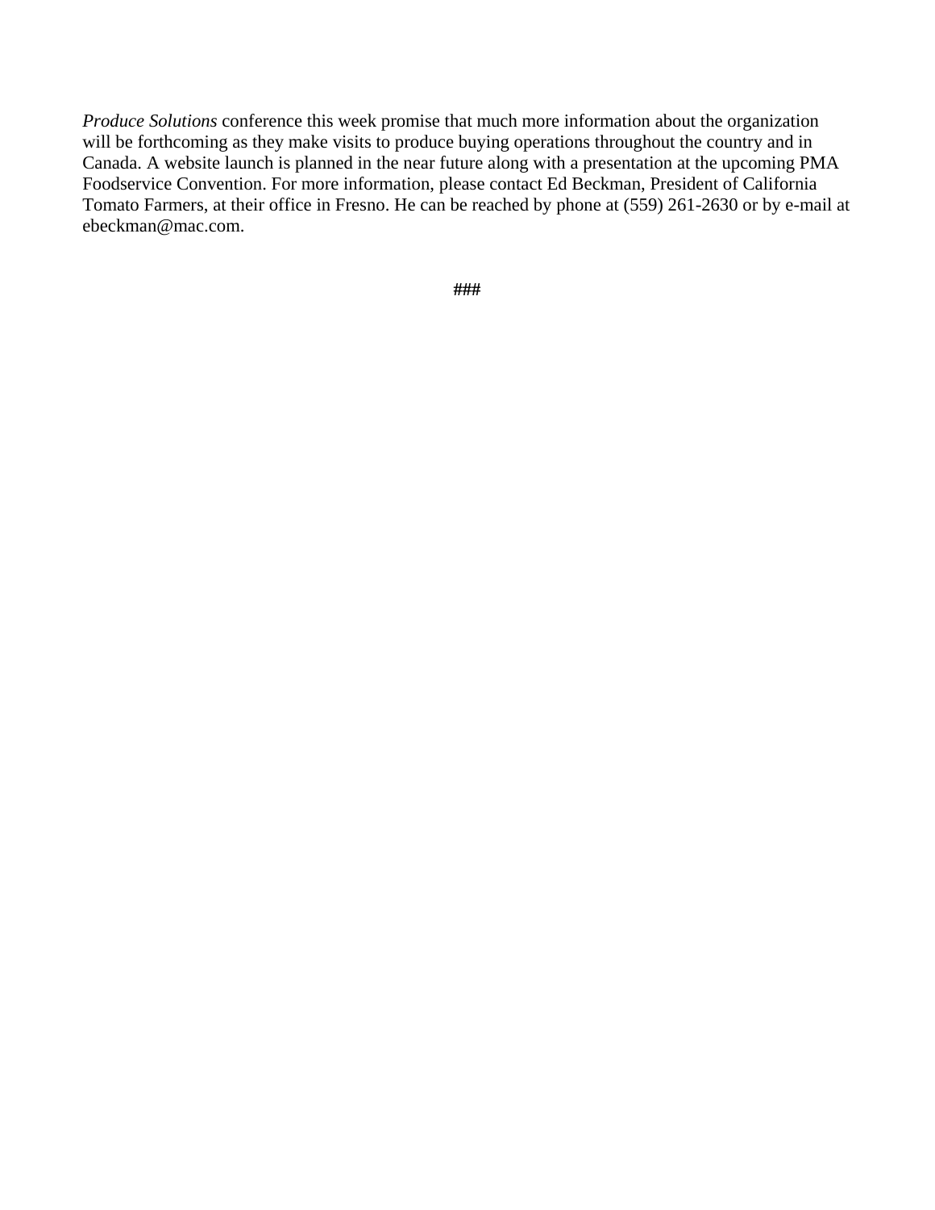*Produce Solutions* conference this week promise that much more information about the organization will be forthcoming as they make visits to produce buying operations throughout the country and in Canada. A website launch is planned in the near future along with a presentation at the upcoming PMA Foodservice Convention. For more information, please contact Ed Beckman, President of California Tomato Farmers, at their office in Fresno. He can be reached by phone at (559) 261-2630 or by e-mail at ebeckman@mac.com.

###